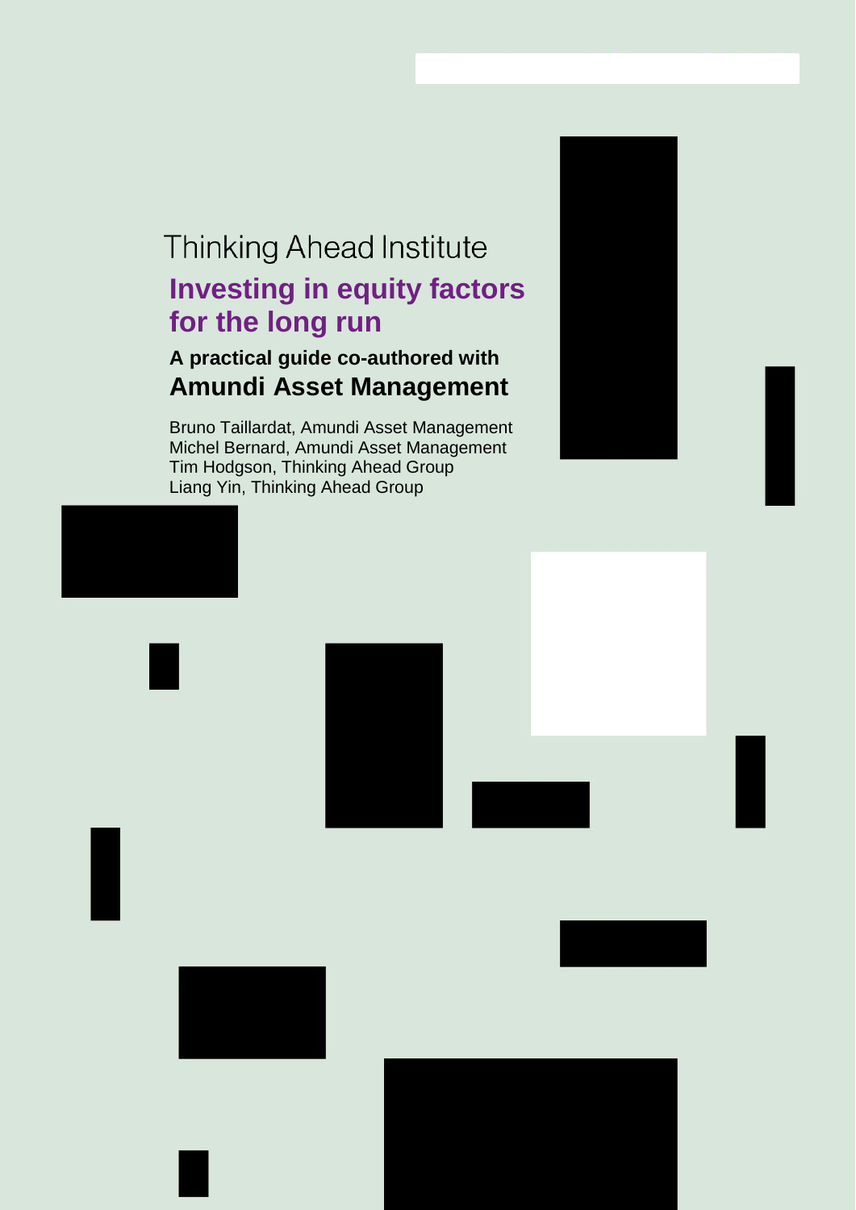Thinking Ahead Institute

# Investing in equity factors for the long run

## A practical guide co-authored with Amundi Asset Management

Bruno Taillardat, Amundi Asset Management
Michel Bernard, Amundi Asset Management
Tim Hodgson, Thinking Ahead Group
Liang Yin, Thinking Ahead Group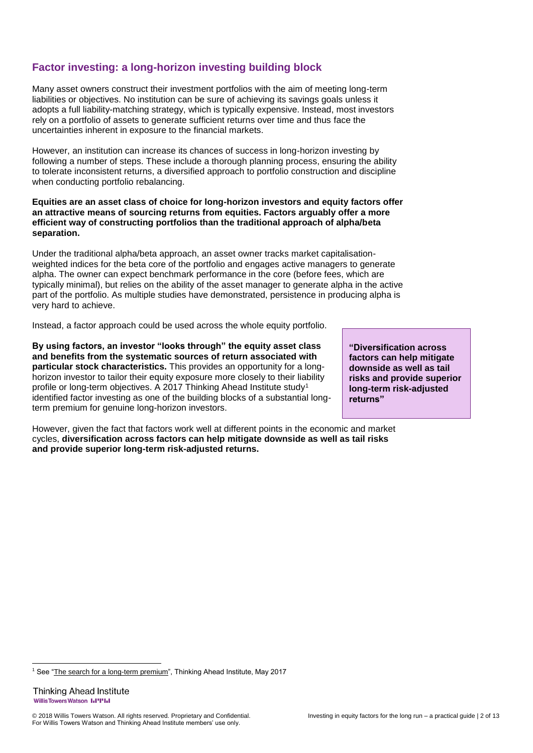## Factor investing: a long-horizon investing building block

Many asset owners construct their investment portfolios with the aim of meeting long-term liabilities or objectives. No institution can be sure of achieving its savings goals unless it adopts a full liability-matching strategy, which is typically expensive. Instead, most investors rely on a portfolio of assets to generate sufficient returns over time and thus face the uncertainties inherent in exposure to the financial markets.

However, an institution can increase its chances of success in long-horizon investing by following a number of steps. These include a thorough planning process, ensuring the ability to tolerate inconsistent returns, a diversified approach to portfolio construction and discipline when conducting portfolio rebalancing.

**Equities are an asset class of choice for long-horizon investors and equity factors offer an attractive means of sourcing returns from equities. Factors arguably offer a more efficient way of constructing portfolios than the traditional approach of alpha/beta separation.**

Under the traditional alpha/beta approach, an asset owner tracks market capitalisation-weighted indices for the beta core of the portfolio and engages active managers to generate alpha. The owner can expect benchmark performance in the core (before fees, which are typically minimal), but relies on the ability of the asset manager to generate alpha in the active part of the portfolio. As multiple studies have demonstrated, persistence in producing alpha is very hard to achieve.

Instead, a factor approach could be used across the whole equity portfolio.

**By using factors, an investor "looks through" the equity asset class and benefits from the systematic sources of return associated with particular stock characteristics.** This provides an opportunity for a long-horizon investor to tailor their equity exposure more closely to their liability profile or long-term objectives. A 2017 Thinking Ahead Institute study[1] identified factor investing as one of the building blocks of a substantial long-term premium for genuine long-horizon investors.

> **"Diversification across factors can help mitigate downside as well as tail risks and provide superior long-term risk-adjusted returns"**

However, given the fact that factors work well at different points in the economic and market cycles, **diversification across factors can help mitigate downside as well as tail risks and provide superior long-term risk-adjusted returns.**

---

[1] See "The search for a long-term premium", Thinking Ahead Institute, May 2017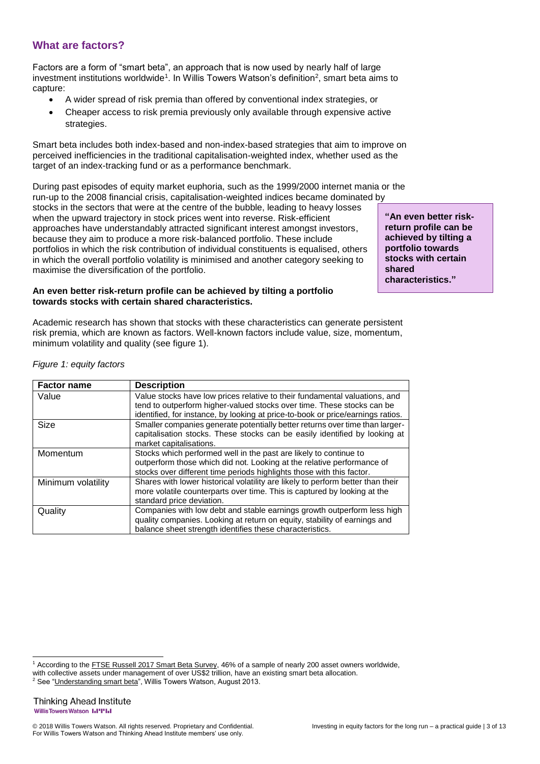## What are factors?

Factors are a form of "smart beta", an approach that is now used by nearly half of large investment institutions worldwide[1]. In Willis Towers Watson's definition[2], smart beta aims to capture:

- A wider spread of risk premia than offered by conventional index strategies, or
- Cheaper access to risk premia previously only available through expensive active strategies.

Smart beta includes both index-based and non-index-based strategies that aim to improve on perceived inefficiencies in the traditional capitalisation-weighted index, whether used as the target of an index-tracking fund or as a performance benchmark.

During past episodes of equity market euphoria, such as the 1999/2000 internet mania or the run-up to the 2008 financial crisis, capitalisation-weighted indices became dominated by stocks in the sectors that were at the centre of the bubble, leading to heavy losses when the upward trajectory in stock prices went into reverse. Risk-efficient approaches have understandably attracted significant interest amongst investors, because they aim to produce a more risk-balanced portfolio. These include portfolios in which the risk contribution of individual constituents is equalised, others in which the overall portfolio volatility is minimised and another category seeking to maximise the diversification of the portfolio.

> **"An even better risk-return profile can be achieved by tilting a portfolio towards stocks with certain shared characteristics."**

**An even better risk-return profile can be achieved by tilting a portfolio towards stocks with certain shared characteristics.**

Academic research has shown that stocks with these characteristics can generate persistent risk premia, which are known as factors. Well-known factors include value, size, momentum, minimum volatility and quality (see figure 1).

*Figure 1: equity factors*

| Factor name | Description |
|---|---|
| Value | Value stocks have low prices relative to their fundamental valuations, and tend to outperform higher-valued stocks over time. These stocks can be identified, for instance, by looking at price-to-book or price/earnings ratios. |
| Size | Smaller companies generate potentially better returns over time than larger-capitalisation stocks. These stocks can be easily identified by looking at market capitalisations. |
| Momentum | Stocks which performed well in the past are likely to continue to outperform those which did not. Looking at the relative performance of stocks over different time periods highlights those with this factor. |
| Minimum volatility | Shares with lower historical volatility are likely to perform better than their more volatile counterparts over time. This is captured by looking at the standard price deviation. |
| Quality | Companies with low debt and stable earnings growth outperform less high quality companies. Looking at return on equity, stability of earnings and balance sheet strength identifies these characteristics. |

[1] According to the FTSE Russell 2017 Smart Beta Survey, 46% of a sample of nearly 200 asset owners worldwide, with collective assets under management of over US$2 trillion, have an existing smart beta allocation.

[2] See "Understanding smart beta", Willis Towers Watson, August 2013.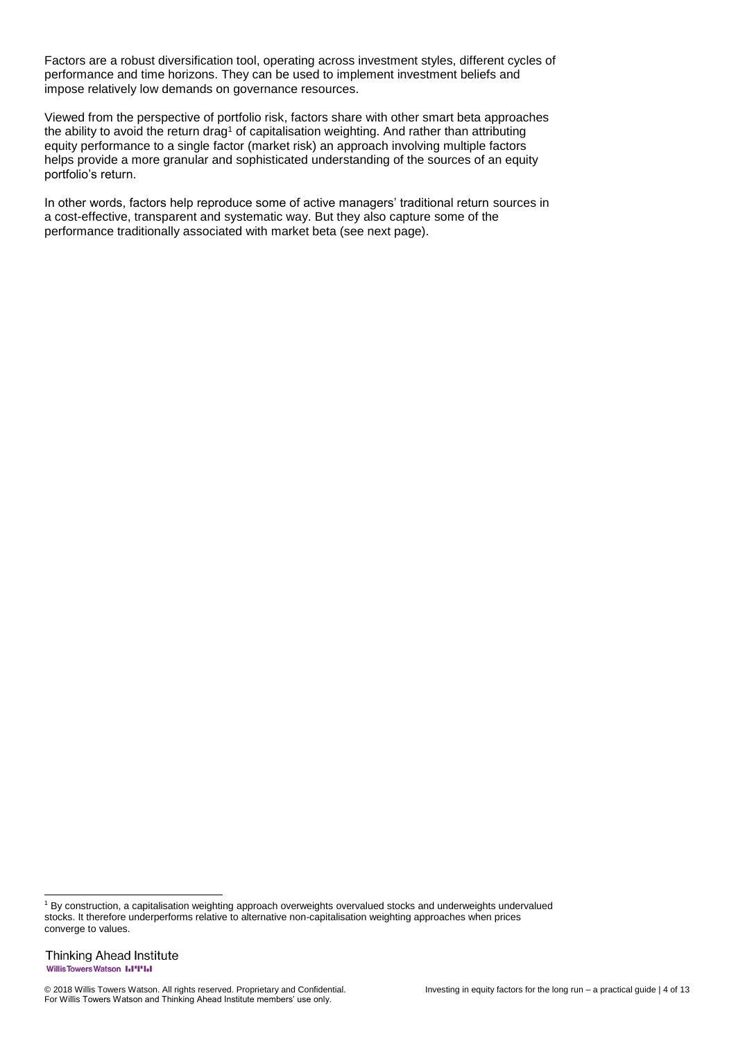Factors are a robust diversification tool, operating across investment styles, different cycles of performance and time horizons. They can be used to implement investment beliefs and impose relatively low demands on governance resources.

Viewed from the perspective of portfolio risk, factors share with other smart beta approaches the ability to avoid the return drag[1] of capitalisation weighting. And rather than attributing equity performance to a single factor (market risk) an approach involving multiple factors helps provide a more granular and sophisticated understanding of the sources of an equity portfolio's return.

In other words, factors help reproduce some of active managers' traditional return sources in a cost-effective, transparent and systematic way. But they also capture some of the performance traditionally associated with market beta (see next page).

[1] By construction, a capitalisation weighting approach overweights overvalued stocks and underweights undervalued stocks. It therefore underperforms relative to alternative non-capitalisation weighting approaches when prices converge to values.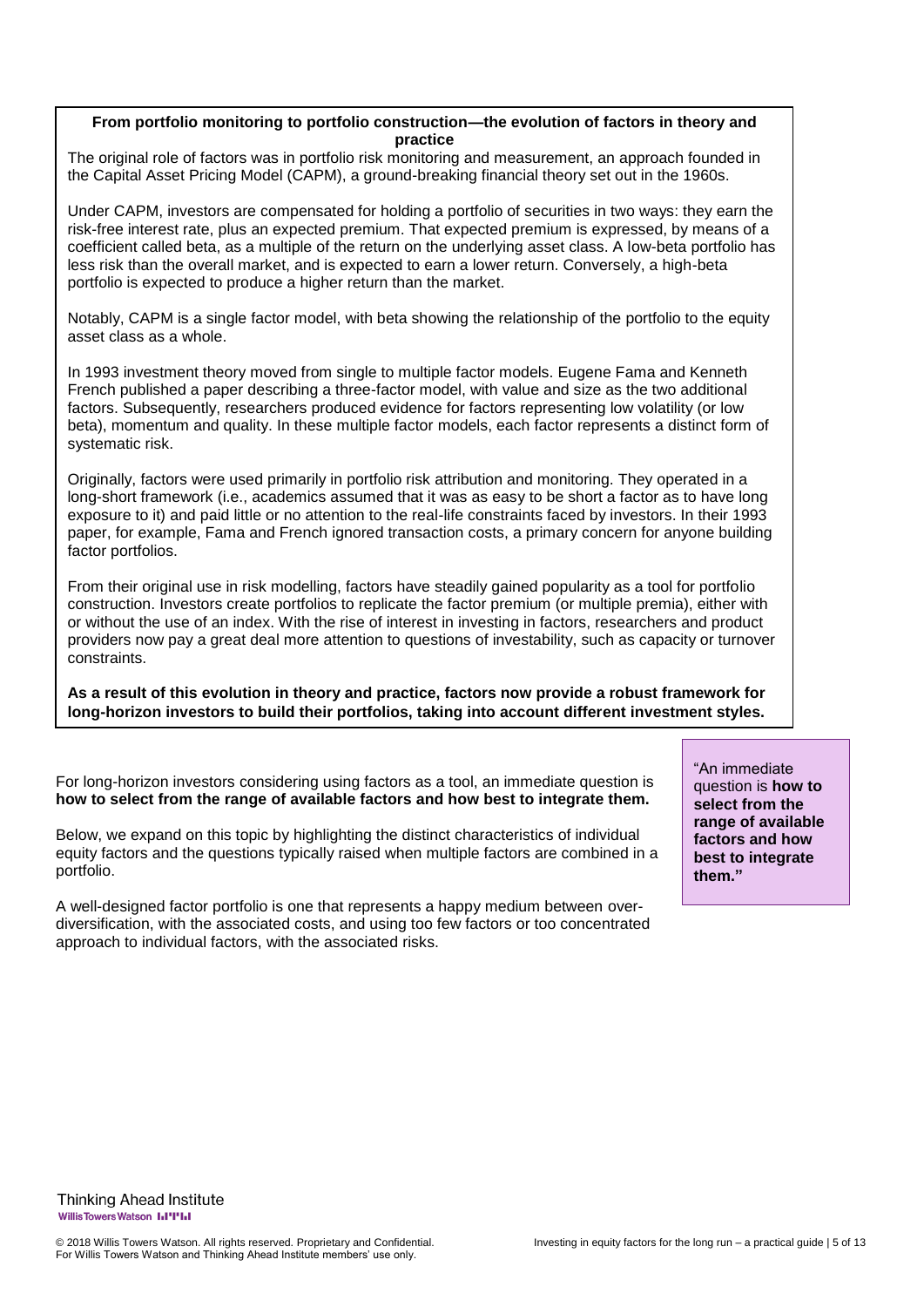### From portfolio monitoring to portfolio construction—the evolution of factors in theory and practice

The original role of factors was in portfolio risk monitoring and measurement, an approach founded in the Capital Asset Pricing Model (CAPM), a ground-breaking financial theory set out in the 1960s.

Under CAPM, investors are compensated for holding a portfolio of securities in two ways: they earn the risk-free interest rate, plus an expected premium. That expected premium is expressed, by means of a coefficient called beta, as a multiple of the return on the underlying asset class. A low-beta portfolio has less risk than the overall market, and is expected to earn a lower return. Conversely, a high-beta portfolio is expected to produce a higher return than the market.

Notably, CAPM is a single factor model, with beta showing the relationship of the portfolio to the equity asset class as a whole.

In 1993 investment theory moved from single to multiple factor models. Eugene Fama and Kenneth French published a paper describing a three-factor model, with value and size as the two additional factors. Subsequently, researchers produced evidence for factors representing low volatility (or low beta), momentum and quality. In these multiple factor models, each factor represents a distinct form of systematic risk.

Originally, factors were used primarily in portfolio risk attribution and monitoring. They operated in a long-short framework (i.e., academics assumed that it was as easy to be short a factor as to have long exposure to it) and paid little or no attention to the real-life constraints faced by investors. In their 1993 paper, for example, Fama and French ignored transaction costs, a primary concern for anyone building factor portfolios.

From their original use in risk modelling, factors have steadily gained popularity as a tool for portfolio construction. Investors create portfolios to replicate the factor premium (or multiple premia), either with or without the use of an index. With the rise of interest in investing in factors, researchers and product providers now pay a great deal more attention to questions of investability, such as capacity or turnover constraints.

**As a result of this evolution in theory and practice, factors now provide a robust framework for long-horizon investors to build their portfolios, taking into account different investment styles.**

For long-horizon investors considering using factors as a tool, an immediate question is **how to select from the range of available factors and how best to integrate them.**

Below, we expand on this topic by highlighting the distinct characteristics of individual equity factors and the questions typically raised when multiple factors are combined in a portfolio.

A well-designed factor portfolio is one that represents a happy medium between over-diversification, with the associated costs, and using too few factors or too concentrated approach to individual factors, with the associated risks.

> "An immediate question is **how to select from the range of available factors and how best to integrate them.**"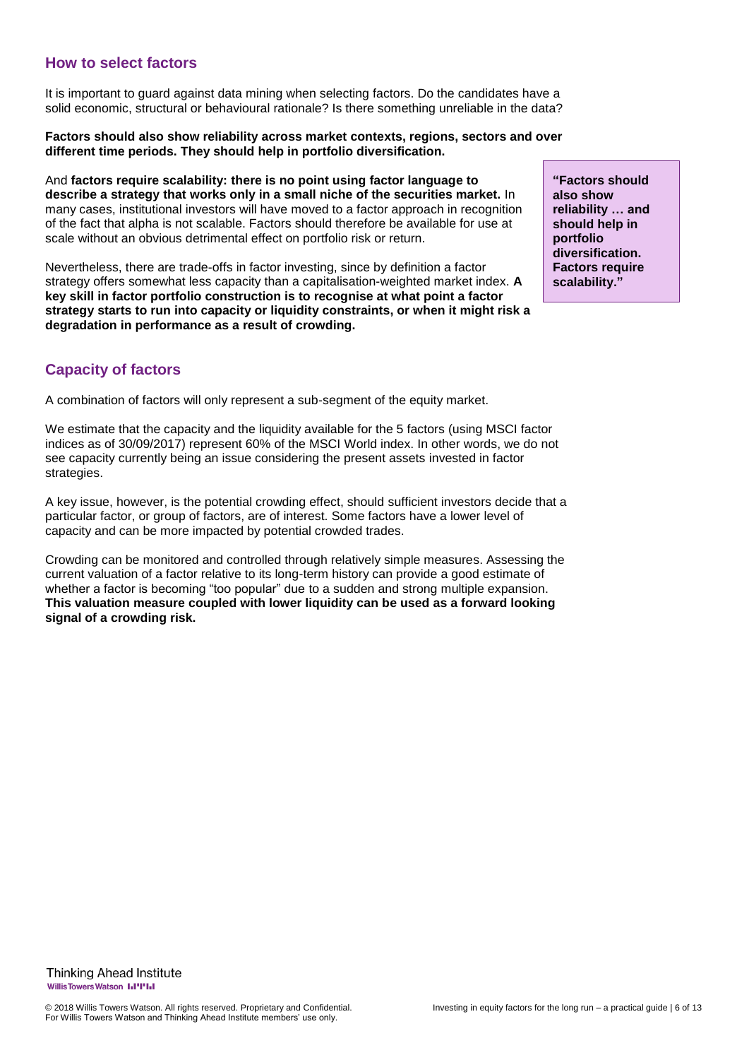## How to select factors

It is important to guard against data mining when selecting factors. Do the candidates have a solid economic, structural or behavioural rationale? Is there something unreliable in the data?

**Factors should also show reliability across market contexts, regions, sectors and over different time periods. They should help in portfolio diversification.**

And **factors require scalability: there is no point using factor language to describe a strategy that works only in a small niche of the securities market.** In many cases, institutional investors will have moved to a factor approach in recognition of the fact that alpha is not scalable. Factors should therefore be available for use at scale without an obvious detrimental effect on portfolio risk or return.

**"Factors should also show reliability … and should help in portfolio diversification. Factors require scalability."**

Nevertheless, there are trade-offs in factor investing, since by definition a factor strategy offers somewhat less capacity than a capitalisation-weighted market index. **A key skill in factor portfolio construction is to recognise at what point a factor strategy starts to run into capacity or liquidity constraints, or when it might risk a degradation in performance as a result of crowding.**

## Capacity of factors

A combination of factors will only represent a sub-segment of the equity market.

We estimate that the capacity and the liquidity available for the 5 factors (using MSCI factor indices as of 30/09/2017) represent 60% of the MSCI World index. In other words, we do not see capacity currently being an issue considering the present assets invested in factor strategies.

A key issue, however, is the potential crowding effect, should sufficient investors decide that a particular factor, or group of factors, are of interest. Some factors have a lower level of capacity and can be more impacted by potential crowded trades.

Crowding can be monitored and controlled through relatively simple measures. Assessing the current valuation of a factor relative to its long-term history can provide a good estimate of whether a factor is becoming "too popular" due to a sudden and strong multiple expansion. **This valuation measure coupled with lower liquidity can be used as a forward looking signal of a crowding risk.**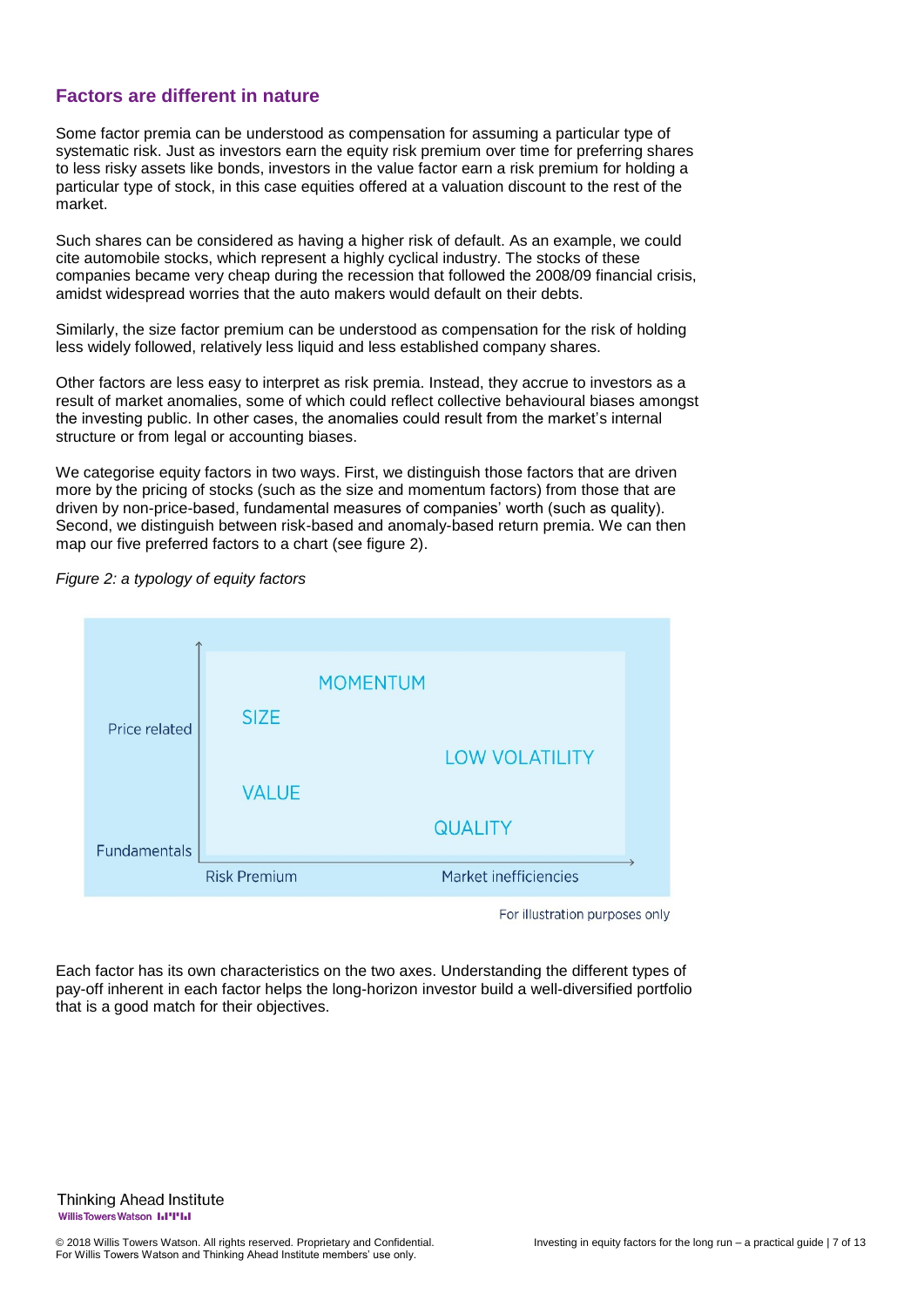## Factors are different in nature

Some factor premia can be understood as compensation for assuming a particular type of systematic risk. Just as investors earn the equity risk premium over time for preferring shares to less risky assets like bonds, investors in the value factor earn a risk premium for holding a particular type of stock, in this case equities offered at a valuation discount to the rest of the market.

Such shares can be considered as having a higher risk of default. As an example, we could cite automobile stocks, which represent a highly cyclical industry. The stocks of these companies became very cheap during the recession that followed the 2008/09 financial crisis, amidst widespread worries that the auto makers would default on their debts.

Similarly, the size factor premium can be understood as compensation for the risk of holding less widely followed, relatively less liquid and less established company shares.

Other factors are less easy to interpret as risk premia. Instead, they accrue to investors as a result of market anomalies, some of which could reflect collective behavioural biases amongst the investing public. In other cases, the anomalies could result from the market's internal structure or from legal or accounting biases.

We categorise equity factors in two ways. First, we distinguish those factors that are driven more by the pricing of stocks (such as the size and momentum factors) from those that are driven by non-price-based, fundamental measures of companies' worth (such as quality). Second, we distinguish between risk-based and anomaly-based return premia. We can then map our five preferred factors to a chart (see figure 2).

*Figure 2: a typology of equity factors*

MOMENTUM

SIZE

LOW VOLATILITY

VALUE

QUALITY

Price related — Fundamentals

Risk Premium — Market inefficiencies

For illustration purposes only

Each factor has its own characteristics on the two axes. Understanding the different types of pay-off inherent in each factor helps the long-horizon investor build a well-diversified portfolio that is a good match for their objectives.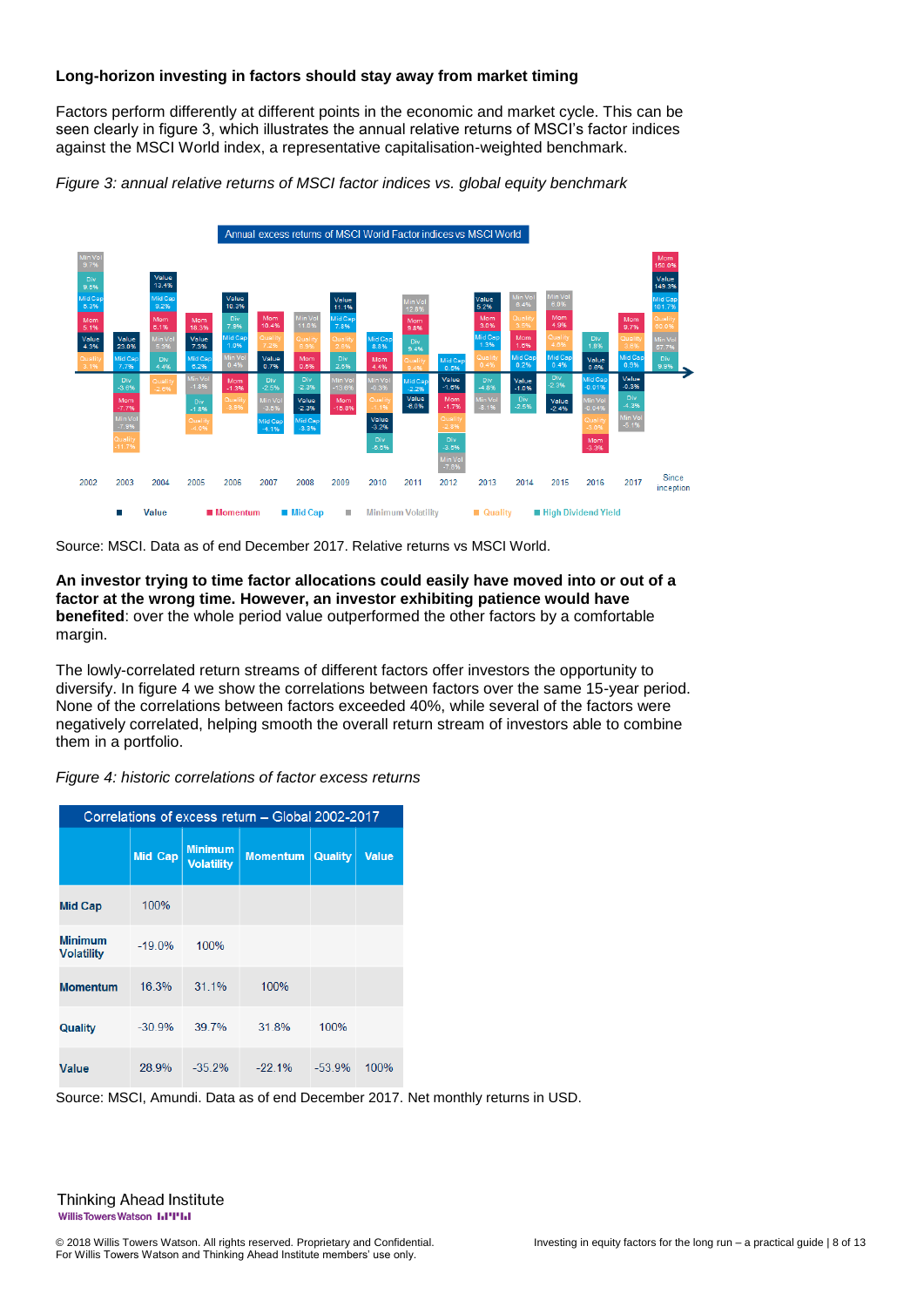### Long-horizon investing in factors should stay away from market timing

Factors perform differently at different points in the economic and market cycle. This can be seen clearly in figure 3, which illustrates the annual relative returns of MSCI's factor indices against the MSCI World index, a representative capitalisation-weighted benchmark.

*Figure 3: annual relative returns of MSCI factor indices vs. global equity benchmark*

Source: MSCI. Data as of end December 2017. Relative returns vs MSCI World.

**An investor trying to time factor allocations could easily have moved into or out of a factor at the wrong time. However, an investor exhibiting patience would have benefited**: over the whole period value outperformed the other factors by a comfortable margin.

The lowly-correlated return streams of different factors offer investors the opportunity to diversify. In figure 4 we show the correlations between factors over the same 15-year period. None of the correlations between factors exceeded 40%, while several of the factors were negatively correlated, helping smooth the overall return stream of investors able to combine them in a portfolio.

*Figure 4: historic correlations of factor excess returns*

| Correlations of excess return – Global 2002-2017 | Mid Cap | Minimum Volatility | Momentum | Quality | Value |
|---|---|---|---|---|---|
| **Mid Cap** | 100% | | | | |
| **Minimum Volatility** | -19.0% | 100% | | | |
| **Momentum** | 16.3% | 31.1% | 100% | | |
| **Quality** | -30.9% | 39.7% | 31.8% | 100% | |
| **Value** | 28.9% | -35.2% | -22.1% | -53.9% | 100% |

Source: MSCI, Amundi. Data as of end December 2017. Net monthly returns in USD.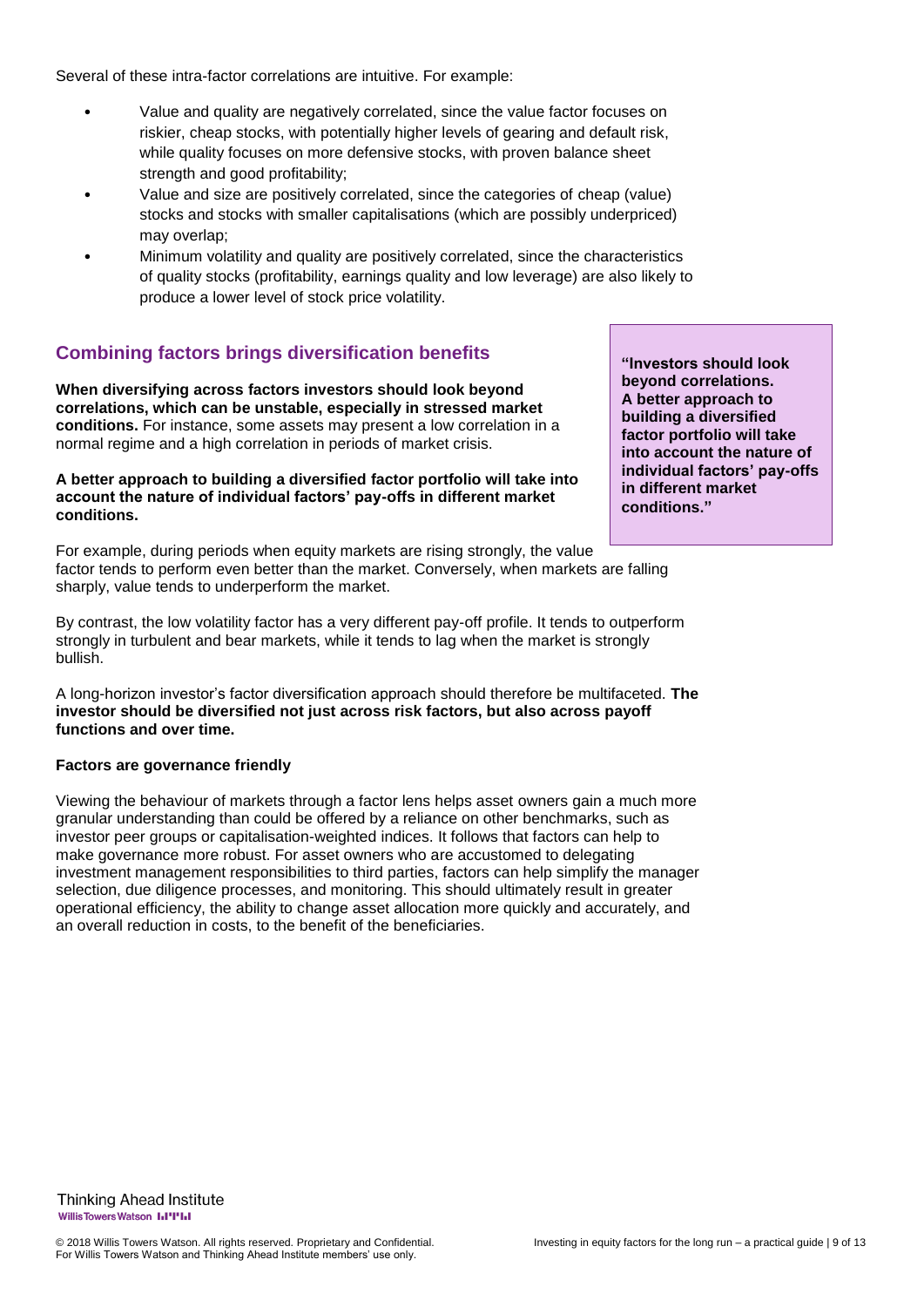Several of these intra-factor correlations are intuitive. For example:

- Value and quality are negatively correlated, since the value factor focuses on riskier, cheap stocks, with potentially higher levels of gearing and default risk, while quality focuses on more defensive stocks, with proven balance sheet strength and good profitability;
- Value and size are positively correlated, since the categories of cheap (value) stocks and stocks with smaller capitalisations (which are possibly underpriced) may overlap;
- Minimum volatility and quality are positively correlated, since the characteristics of quality stocks (profitability, earnings quality and low leverage) are also likely to produce a lower level of stock price volatility.

## Combining factors brings diversification benefits

**When diversifying across factors investors should look beyond correlations, which can be unstable, especially in stressed market conditions.** For instance, some assets may present a low correlation in a normal regime and a high correlation in periods of market crisis.

**A better approach to building a diversified factor portfolio will take into account the nature of individual factors' pay-offs in different market conditions.**

> **"Investors should look beyond correlations. A better approach to building a diversified factor portfolio will take into account the nature of individual factors' pay-offs in different market conditions."**

For example, during periods when equity markets are rising strongly, the value factor tends to perform even better than the market. Conversely, when markets are falling sharply, value tends to underperform the market.

By contrast, the low volatility factor has a very different pay-off profile. It tends to outperform strongly in turbulent and bear markets, while it tends to lag when the market is strongly bullish.

A long-horizon investor's factor diversification approach should therefore be multifaceted. **The investor should be diversified not just across risk factors, but also across payoff functions and over time.**

**Factors are governance friendly**

Viewing the behaviour of markets through a factor lens helps asset owners gain a much more granular understanding than could be offered by a reliance on other benchmarks, such as investor peer groups or capitalisation-weighted indices. It follows that factors can help to make governance more robust. For asset owners who are accustomed to delegating investment management responsibilities to third parties, factors can help simplify the manager selection, due diligence processes, and monitoring. This should ultimately result in greater operational efficiency, the ability to change asset allocation more quickly and accurately, and an overall reduction in costs, to the benefit of the beneficiaries.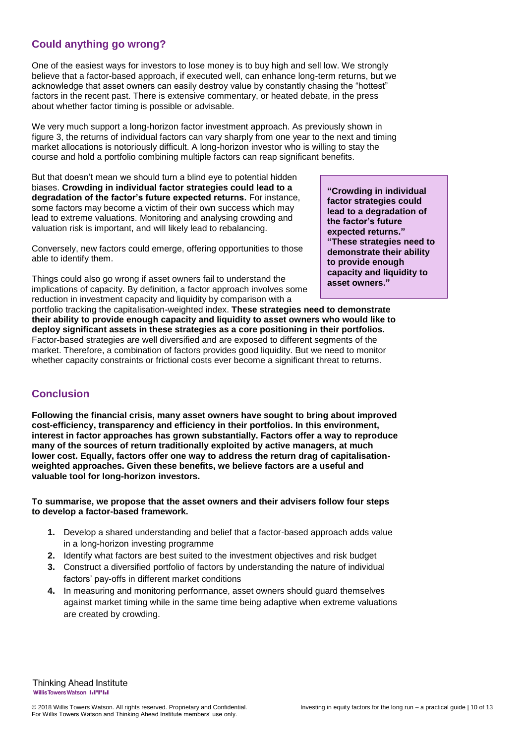## Could anything go wrong?

One of the easiest ways for investors to lose money is to buy high and sell low. We strongly believe that a factor-based approach, if executed well, can enhance long-term returns, but we acknowledge that asset owners can easily destroy value by constantly chasing the "hottest" factors in the recent past. There is extensive commentary, or heated debate, in the press about whether factor timing is possible or advisable.

We very much support a long-horizon factor investment approach. As previously shown in figure 3, the returns of individual factors can vary sharply from one year to the next and timing market allocations is notoriously difficult. A long-horizon investor who is willing to stay the course and hold a portfolio combining multiple factors can reap significant benefits.

But that doesn't mean we should turn a blind eye to potential hidden biases. **Crowding in individual factor strategies could lead to a degradation of the factor's future expected returns.** For instance, some factors may become a victim of their own success which may lead to extreme valuations. Monitoring and analysing crowding and valuation risk is important, and will likely lead to rebalancing.

Conversely, new factors could emerge, offering opportunities to those able to identify them.

Things could also go wrong if asset owners fail to understand the implications of capacity. By definition, a factor approach involves some reduction in investment capacity and liquidity by comparison with a portfolio tracking the capitalisation-weighted index. **These strategies need to demonstrate their ability to provide enough capacity and liquidity to asset owners who would like to deploy significant assets in these strategies as a core positioning in their portfolios.** Factor-based strategies are well diversified and are exposed to different segments of the market. Therefore, a combination of factors provides good liquidity. But we need to monitor whether capacity constraints or frictional costs ever become a significant threat to returns.

> **"Crowding in individual factor strategies could lead to a degradation of the factor's future expected returns." "These strategies need to demonstrate their ability to provide enough capacity and liquidity to asset owners."**

## Conclusion

**Following the financial crisis, many asset owners have sought to bring about improved cost-efficiency, transparency and efficiency in their portfolios. In this environment, interest in factor approaches has grown substantially. Factors offer a way to reproduce many of the sources of return traditionally exploited by active managers, at much lower cost. Equally, factors offer one way to address the return drag of capitalisation-weighted approaches. Given these benefits, we believe factors are a useful and valuable tool for long-horizon investors.**

**To summarise, we propose that the asset owners and their advisers follow four steps to develop a factor-based framework.**

1. Develop a shared understanding and belief that a factor-based approach adds value in a long-horizon investing programme
2. Identify what factors are best suited to the investment objectives and risk budget
3. Construct a diversified portfolio of factors by understanding the nature of individual factors' pay-offs in different market conditions
4. In measuring and monitoring performance, asset owners should guard themselves against market timing while in the same time being adaptive when extreme valuations are created by crowding.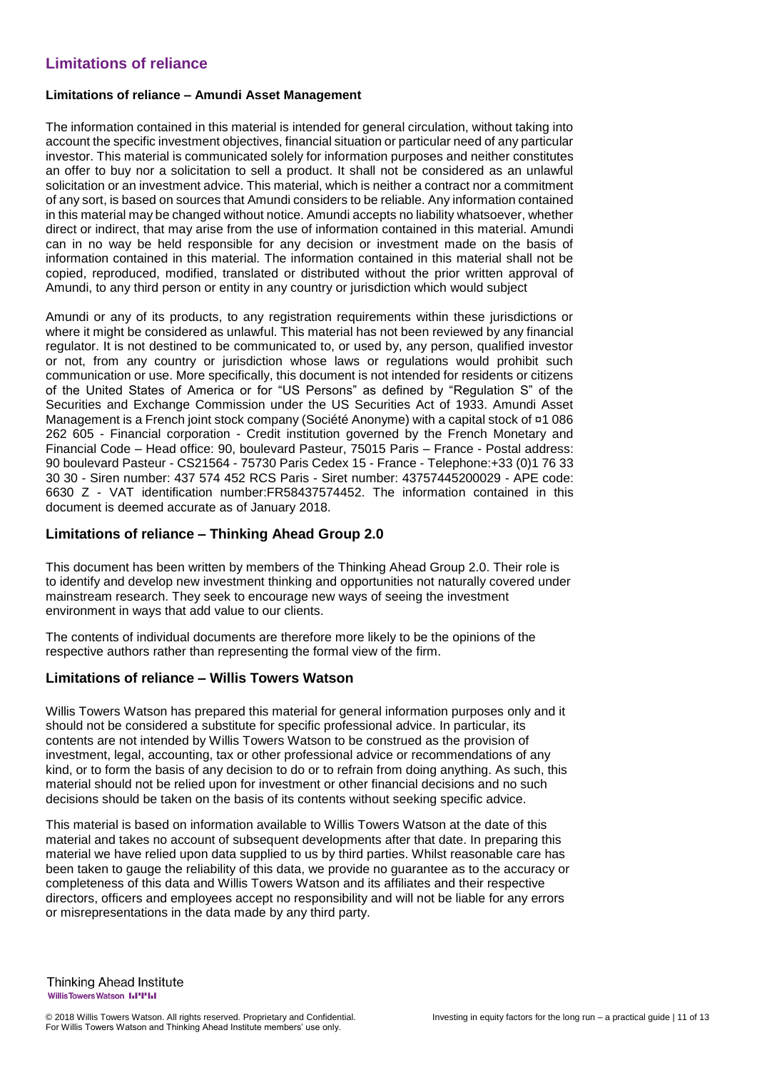## Limitations of reliance

#### Limitations of reliance – Amundi Asset Management

The information contained in this material is intended for general circulation, without taking into account the specific investment objectives, financial situation or particular need of any particular investor. This material is communicated solely for information purposes and neither constitutes an offer to buy nor a solicitation to sell a product. It shall not be considered as an unlawful solicitation or an investment advice. This material, which is neither a contract nor a commitment of any sort, is based on sources that Amundi considers to be reliable. Any information contained in this material may be changed without notice. Amundi accepts no liability whatsoever, whether direct or indirect, that may arise from the use of information contained in this material. Amundi can in no way be held responsible for any decision or investment made on the basis of information contained in this material. The information contained in this material shall not be copied, reproduced, modified, translated or distributed without the prior written approval of Amundi, to any third person or entity in any country or jurisdiction which would subject

Amundi or any of its products, to any registration requirements within these jurisdictions or where it might be considered as unlawful. This material has not been reviewed by any financial regulator. It is not destined to be communicated to, or used by, any person, qualified investor or not, from any country or jurisdiction whose laws or regulations would prohibit such communication or use. More specifically, this document is not intended for residents or citizens of the United States of America or for "US Persons" as defined by "Regulation S" of the Securities and Exchange Commission under the US Securities Act of 1933. Amundi Asset Management is a French joint stock company (Société Anonyme) with a capital stock of ¤1 086 262 605 - Financial corporation - Credit institution governed by the French Monetary and Financial Code – Head office: 90, boulevard Pasteur, 75015 Paris – France - Postal address: 90 boulevard Pasteur - CS21564 - 75730 Paris Cedex 15 - France - Telephone:+33 (0)1 76 33 30 30 - Siren number: 437 574 452 RCS Paris - Siret number: 43757445200029 - APE code: 6630 Z - VAT identification number:FR58437574452. The information contained in this document is deemed accurate as of January 2018.

### Limitations of reliance – Thinking Ahead Group 2.0

This document has been written by members of the Thinking Ahead Group 2.0. Their role is to identify and develop new investment thinking and opportunities not naturally covered under mainstream research. They seek to encourage new ways of seeing the investment environment in ways that add value to our clients.

The contents of individual documents are therefore more likely to be the opinions of the respective authors rather than representing the formal view of the firm.

### Limitations of reliance – Willis Towers Watson

Willis Towers Watson has prepared this material for general information purposes only and it should not be considered a substitute for specific professional advice. In particular, its contents are not intended by Willis Towers Watson to be construed as the provision of investment, legal, accounting, tax or other professional advice or recommendations of any kind, or to form the basis of any decision to do or to refrain from doing anything. As such, this material should not be relied upon for investment or other financial decisions and no such decisions should be taken on the basis of its contents without seeking specific advice.

This material is based on information available to Willis Towers Watson at the date of this material and takes no account of subsequent developments after that date. In preparing this material we have relied upon data supplied to us by third parties. Whilst reasonable care has been taken to gauge the reliability of this data, we provide no guarantee as to the accuracy or completeness of this data and Willis Towers Watson and its affiliates and their respective directors, officers and employees accept no responsibility and will not be liable for any errors or misrepresentations in the data made by any third party.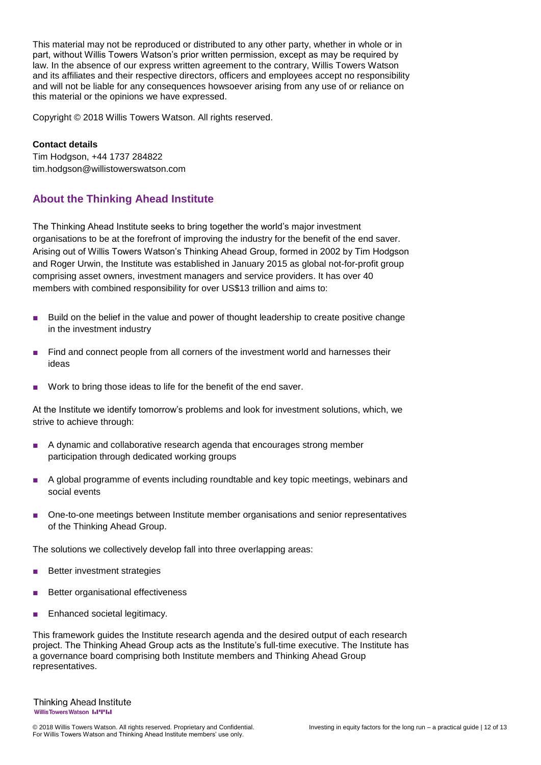This material may not be reproduced or distributed to any other party, whether in whole or in part, without Willis Towers Watson's prior written permission, except as may be required by law. In the absence of our express written agreement to the contrary, Willis Towers Watson and its affiliates and their respective directors, officers and employees accept no responsibility and will not be liable for any consequences howsoever arising from any use of or reliance on this material or the opinions we have expressed.

Copyright © 2018 Willis Towers Watson. All rights reserved.

**Contact details**
Tim Hodgson, +44 1737 284822
tim.hodgson@willistowerswatson.com

## About the Thinking Ahead Institute

The Thinking Ahead Institute seeks to bring together the world's major investment organisations to be at the forefront of improving the industry for the benefit of the end saver. Arising out of Willis Towers Watson's Thinking Ahead Group, formed in 2002 by Tim Hodgson and Roger Urwin, the Institute was established in January 2015 as global not-for-profit group comprising asset owners, investment managers and service providers. It has over 40 members with combined responsibility for over US$13 trillion and aims to:

- Build on the belief in the value and power of thought leadership to create positive change in the investment industry
- Find and connect people from all corners of the investment world and harnesses their ideas
- Work to bring those ideas to life for the benefit of the end saver.

At the Institute we identify tomorrow's problems and look for investment solutions, which, we strive to achieve through:

- A dynamic and collaborative research agenda that encourages strong member participation through dedicated working groups
- A global programme of events including roundtable and key topic meetings, webinars and social events
- One-to-one meetings between Institute member organisations and senior representatives of the Thinking Ahead Group.

The solutions we collectively develop fall into three overlapping areas:

- Better investment strategies
- Better organisational effectiveness
- Enhanced societal legitimacy.

This framework guides the Institute research agenda and the desired output of each research project. The Thinking Ahead Group acts as the Institute's full-time executive. The Institute has a governance board comprising both Institute members and Thinking Ahead Group representatives.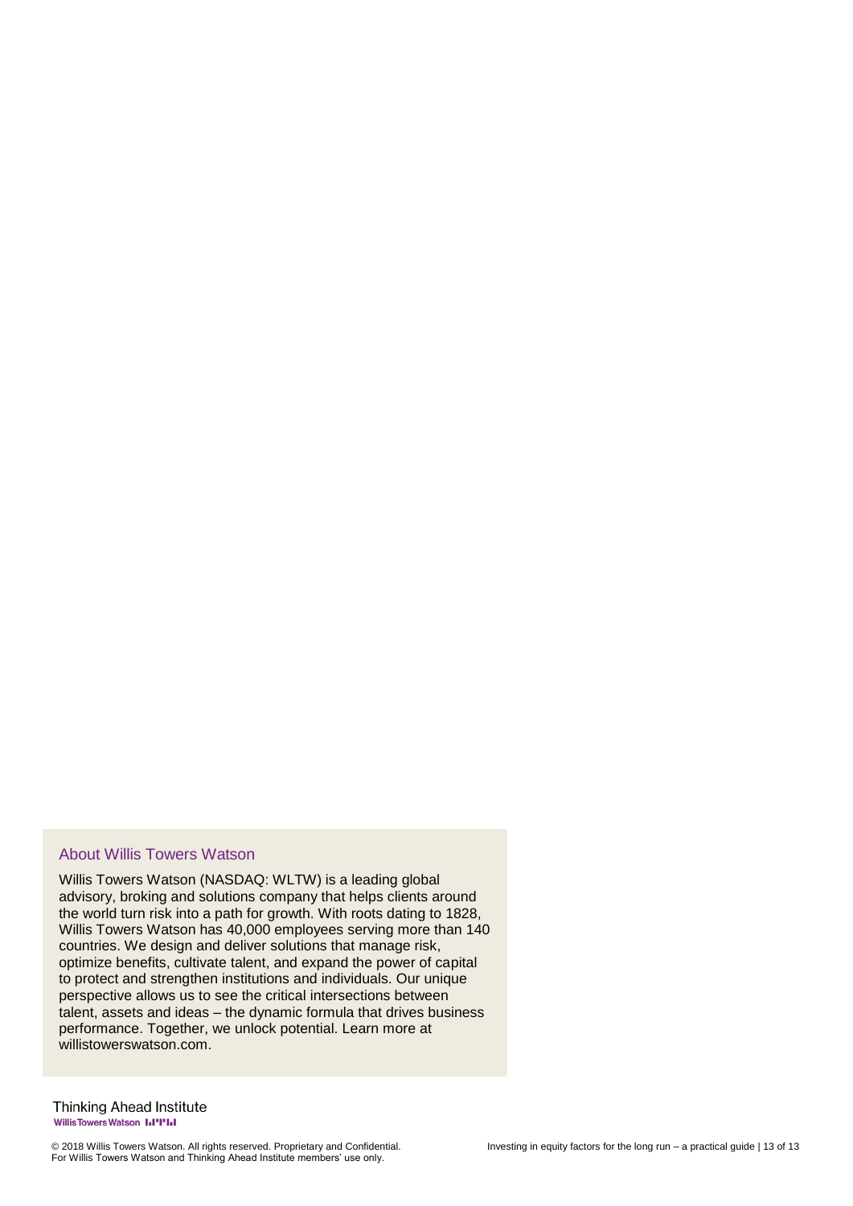## About Willis Towers Watson

Willis Towers Watson (NASDAQ: WLTW) is a leading global advisory, broking and solutions company that helps clients around the world turn risk into a path for growth. With roots dating to 1828, Willis Towers Watson has 40,000 employees serving more than 140 countries. We design and deliver solutions that manage risk, optimize benefits, cultivate talent, and expand the power of capital to protect and strengthen institutions and individuals. Our unique perspective allows us to see the critical intersections between talent, assets and ideas – the dynamic formula that drives business performance. Together, we unlock potential. Learn more at willistowerswatson.com.

Thinking Ahead Institute
Willis Towers Watson

© 2018 Willis Towers Watson. All rights reserved. Proprietary and Confidential.
For Willis Towers Watson and Thinking Ahead Institute members' use only.